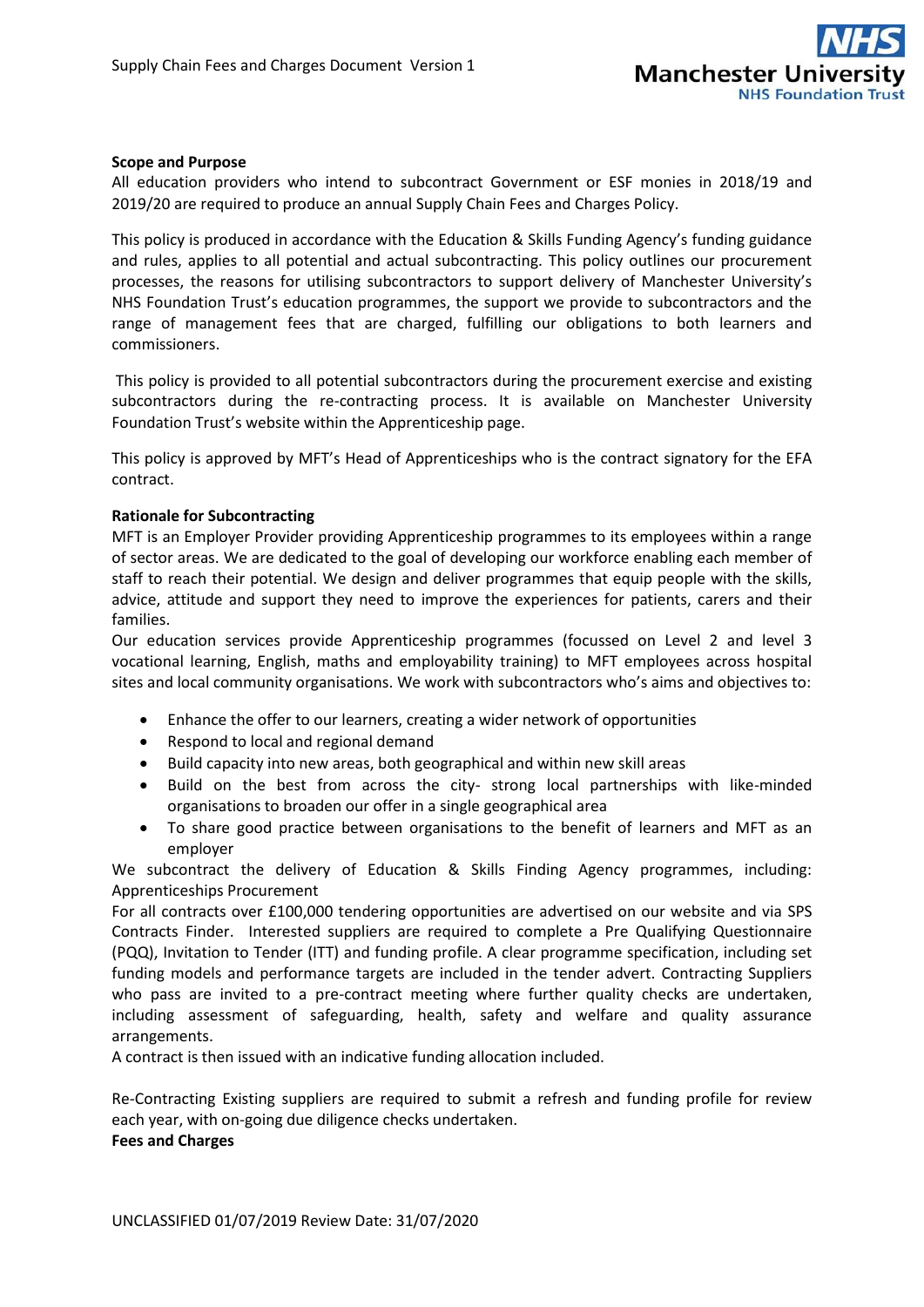**Scope and Purpose**

All education providers who intend to subcontract Government or ESF monies in 2018/19 and 2019/20 are required to produce an annual Supply Chain Fees and Charges Policy.

This policy is produced in accordance with the Education & Skills Funding Agency's funding guidance and rules, applies to all potential and actual subcontracting. This policy outlines our procurement processes, the reasons for utilising subcontractors to support delivery of Manchester University's NHS Foundation Trust's education programmes, the support we provide to subcontractors and the range of management fees that are charged, fulfilling our obligations to both learners and commissioners.

This policy is provided to all potential subcontractors during the procurement exercise and existing subcontractors during the re-contracting process. It is available on Manchester University Foundation Trust's website within the Apprenticeship page.

This policy is approved by MFT's Head of Apprenticeships who is the contract signatory for the EFA contract.

**Rationale for Subcontracting**

MFT is an Employer Provider providing Apprenticeship programmes to its employees within a range of sector areas. We are dedicated to the goal of developing our workforce enabling each member of staff to reach their potential. We design and deliver programmes that equip people with the skills, advice, attitude and support they need to improve the experiences for patients, carers and their families.

Our education services provide Apprenticeship programmes (focussed on Level 2 and level 3 vocational learning, English, maths and employability training) to MFT employees across hospital sites and local community organisations. We work with subcontractors who's aims and objectives to:

- Enhance the offer to our learners, creating a wider network of opportunities
- Respond to local and regional demand
- Build capacity into new areas, both geographical and within new skill areas
- Build on the best from across the city- strong local partnerships with like-minded organisations to broaden our offer in a single geographical area
- To share good practice between organisations to the benefit of learners and MFT as an employer

We subcontract the delivery of Education & Skills Finding Agency programmes, including: Apprenticeships Procurement

For all contracts over £100,000 tendering opportunities are advertised on our website and via SPS Contracts Finder. Interested suppliers are required to complete a Pre Qualifying Questionnaire (PQQ), Invitation to Tender (ITT) and funding profile. A clear programme specification, including set funding models and performance targets are included in the tender advert. Contracting Suppliers who pass are invited to a pre-contract meeting where further quality checks are undertaken, including assessment of safeguarding, health, safety and welfare and quality assurance arrangements.

A contract is then issued with an indicative funding allocation included.

Re-Contracting Existing suppliers are required to submit a refresh and funding profile for review each year, with on-going due diligence checks undertaken.

**Fees and Charges**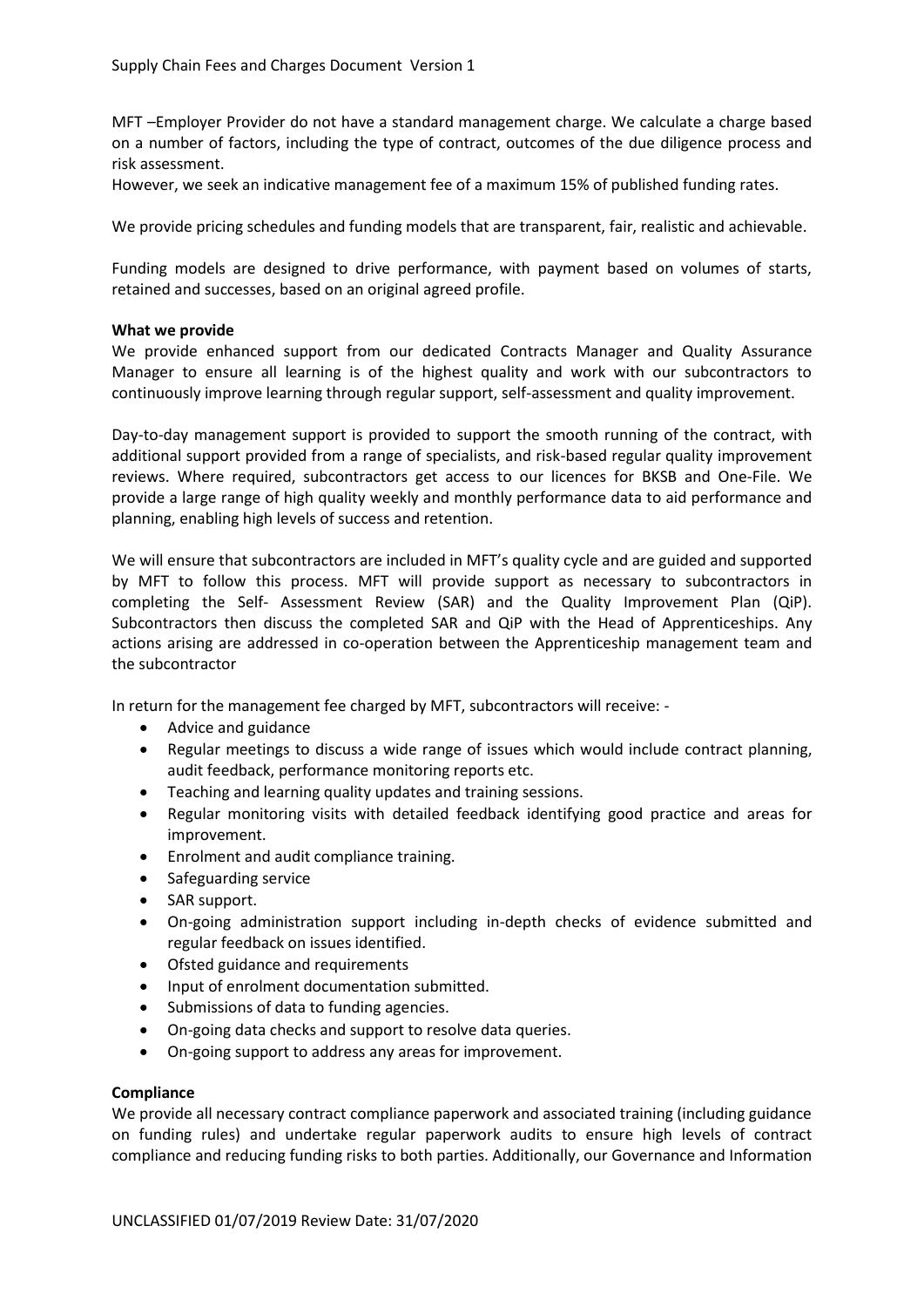MFT –Employer Provider do not have a standard management charge. We calculate a charge based on a number of factors, including the type of contract, outcomes of the due diligence process and risk assessment.

However, we seek an indicative management fee of a maximum 15% of published funding rates.

We provide pricing schedules and funding models that are transparent, fair, realistic and achievable.

Funding models are designed to drive performance, with payment based on volumes of starts, retained and successes, based on an original agreed profile.

**What we provide**

We provide enhanced support from our dedicated Contracts Manager and Quality Assurance Manager to ensure all learning is of the highest quality and work with our subcontractors to continuously improve learning through regular support, self-assessment and quality improvement.

Day-to-day management support is provided to support the smooth running of the contract, with additional support provided from a range of specialists, and risk-based regular quality improvement reviews. Where required, subcontractors get access to our licences for BKSB and One-File. We provide a large range of high quality weekly and monthly performance data to aid performance and planning, enabling high levels of success and retention.

We will ensure that subcontractors are included in MFT's quality cycle and are guided and supported by MFT to follow this process. MFT will provide support as necessary to subcontractors in completing the Self- Assessment Review (SAR) and the Quality Improvement Plan (QiP). Subcontractors then discuss the completed SAR and QiP with the Head of Apprenticeships. Any actions arising are addressed in co-operation between the Apprenticeship management team and the subcontractor

In return for the management fee charged by MFT, subcontractors will receive: -

- Advice and guidance
- Regular meetings to discuss a wide range of issues which would include contract planning, audit feedback, performance monitoring reports etc.
- Teaching and learning quality updates and training sessions.
- Regular monitoring visits with detailed feedback identifying good practice and areas for improvement.
- Enrolment and audit compliance training.
- Safeguarding service
- SAR support.
- On-going administration support including in-depth checks of evidence submitted and regular feedback on issues identified.
- Ofsted guidance and requirements
- Input of enrolment documentation submitted.
- Submissions of data to funding agencies.
- On-going data checks and support to resolve data queries.
- On-going support to address any areas for improvement.

**Compliance**

We provide all necessary contract compliance paperwork and associated training (including guidance on funding rules) and undertake regular paperwork audits to ensure high levels of contract compliance and reducing funding risks to both parties. Additionally, our Governance and Information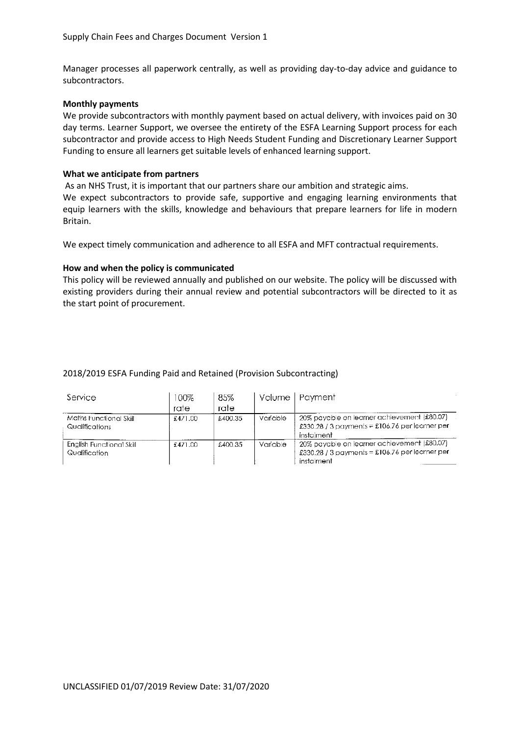Manager processes all paperwork centrally, as well as providing day-to-day advice and guidance to subcontractors.

**Monthly payments**

We provide subcontractors with monthly payment based on actual delivery, with invoices paid on 30 day terms. Learner Support, we oversee the entirety of the ESFA Learning Support process for each subcontractor and provide access to High Needs Student Funding and Discretionary Learner Support Funding to ensure all learners get suitable levels of enhanced learning support.

**What we anticipate from partners**

As an NHS Trust, it is important that our partners share our ambition and strategic aims.

We expect subcontractors to provide safe, supportive and engaging learning environments that equip learners with the skills, knowledge and behaviours that prepare learners for life in modern Britain.

We expect timely communication and adherence to all ESFA and MFT contractual requirements.

**How and when the policy is communicated**

This policy will be reviewed annually and published on our website. The policy will be discussed with existing providers during their annual review and potential subcontractors will be directed to it as the start point of procurement.

2018/2019 ESFA Funding Paid and Retained (Provision Subcontracting)

| Service | 100% rate | 85% rate | Volume | Payment |
|---|---|---|---|---|
| Maths Functional Skill Qualifications | £471.00 | £400.35 | Variable | 20% payable on learner achievement (£80.07) £330.28 / 3 payments = £106.76 per learner per instalment |
| English Functional Skill Qualification | £471.00 | £400.35 | Variable | 20% payable on learner achievement (£80.07) £330.28 / 3 payments = £106.76 per learner per instalment |